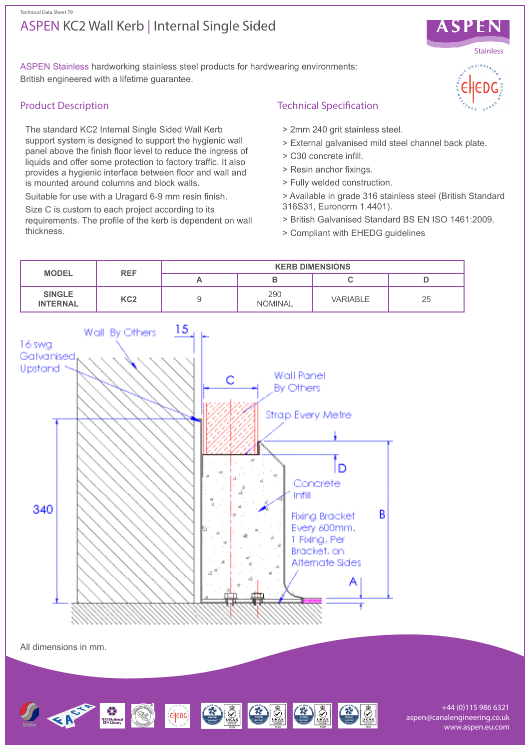Technical Data Sheet 79

# ASPEN KC2 Wall Kerb | Internal Single Sided

ASPEN Stainless hardworking stainless steel products for hardwearing environments: British engineered with a lifetime guarantee.

## Product Description

The standard KC2 Internal Single Sided Wall Kerb support system is designed to support the hygienic wall panel above the finish floor level to reduce the ingress of liquids and offer some protection to factory traffic. It also provides a hygienic interface between floor and wall and is mounted around columns and block walls.

Suitable for use with a Uragard 6-9 mm resin finish.

Size C is custom to each project according to its requirements. The profile of the kerb is dependent on wall thickness.

## Technical Specification

> 2mm 240 grit stainless steel.

> External galvanised mild steel channel back plate.

> C30 concrete infill.

> Resin anchor fixings.

> Fully welded construction.

> Available in grade 316 stainless steel (British Standard 316S31, Euronorm 1.4401).

> British Galvanised Standard BS EN ISO 1461:2009.

> Compliant with EHEDG guidelines

| MODEL | REF | KERB DIMENSIONS | | | |
|---|---|---|---|---|---|
| | | A | B | C | D |
| SINGLE INTERNAL | KC2 | 9 | 290 NOMINAL | VARIABLE | 25 |

Wall By Others
15
16 swg Galvanised Upstand
C
Wall Panel By Others
Strap Every Metre
D
340
Concrete Infill
Fixing Bracket Every 600mm. 1 Fixing, Per Bracket, on Alternate Sides
B
A

All dimensions in mm.

+44 (0)115 986 6321
aspen@canalengineering.co.uk
www.aspen.eu.com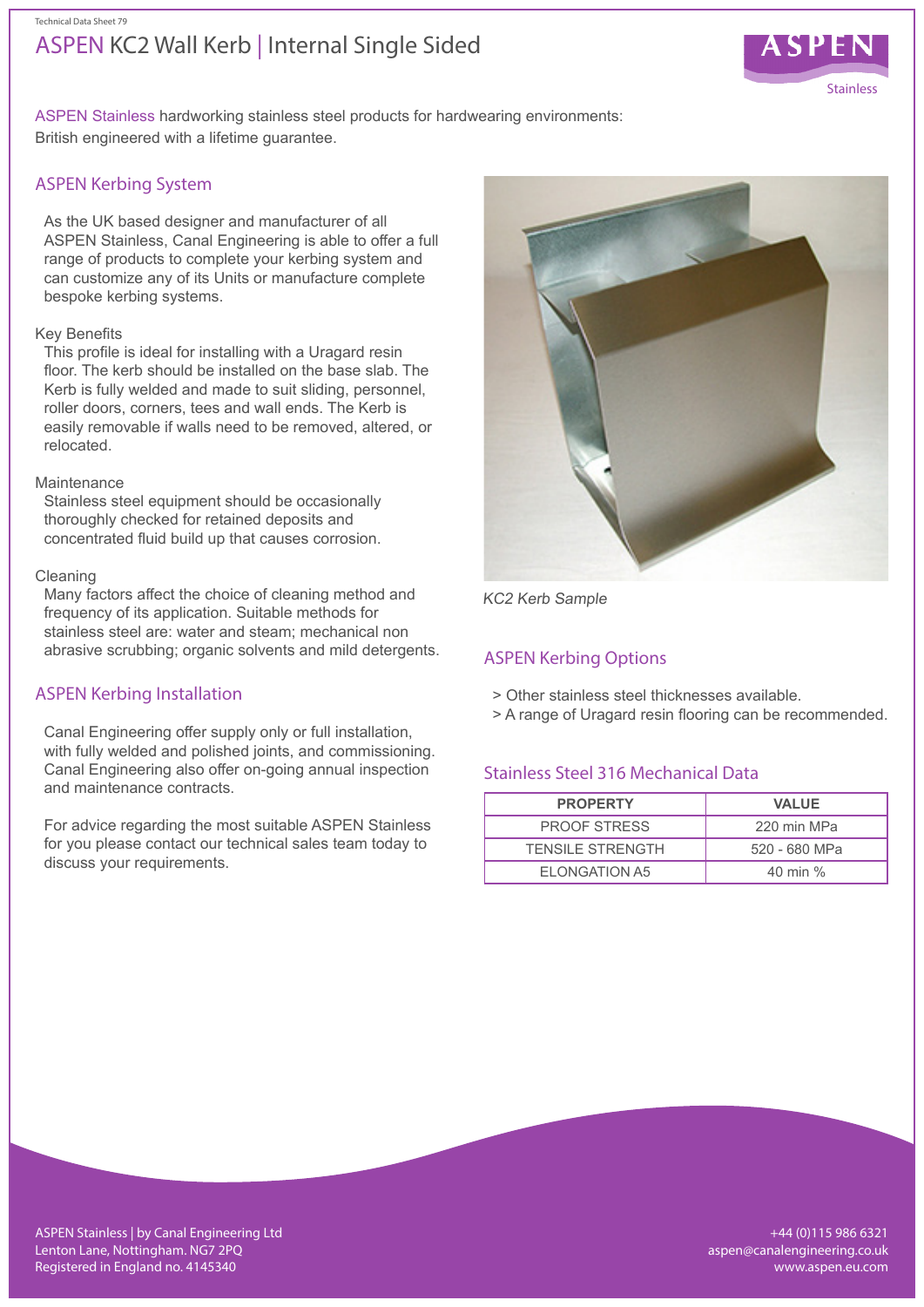Technical Data Sheet 79

# ASPEN KC2 Wall Kerb | Internal Single Sided

ASPEN Stainless hardworking stainless steel products for hardwearing environments: British engineered with a lifetime guarantee.

## ASPEN Kerbing System

As the UK based designer and manufacturer of all ASPEN Stainless, Canal Engineering is able to offer a full range of products to complete your kerbing system and can customize any of its Units or manufacture complete bespoke kerbing systems.

### Key Benefits

This profile is ideal for installing with a Uragard resin floor. The kerb should be installed on the base slab. The Kerb is fully welded and made to suit sliding, personnel, roller doors, corners, tees and wall ends. The Kerb is easily removable if walls need to be removed, altered, or relocated.

### Maintenance

Stainless steel equipment should be occasionally thoroughly checked for retained deposits and concentrated fluid build up that causes corrosion.

### Cleaning

Many factors affect the choice of cleaning method and frequency of its application. Suitable methods for stainless steel are: water and steam; mechanical non abrasive scrubbing; organic solvents and mild detergents.

## ASPEN Kerbing Installation

Canal Engineering offer supply only or full installation, with fully welded and polished joints, and commissioning. Canal Engineering also offer on-going annual inspection and maintenance contracts.

For advice regarding the most suitable ASPEN Stainless for you please contact our technical sales team today to discuss your requirements.

*KC2 Kerb Sample*

## ASPEN Kerbing Options

> Other stainless steel thicknesses available.
> A range of Uragard resin flooring can be recommended.

## Stainless Steel 316 Mechanical Data

| PROPERTY | VALUE |
|---|---|
| PROOF STRESS | 220 min MPa |
| TENSILE STRENGTH | 520 - 680 MPa |
| ELONGATION A5 | 40 min % |

ASPEN Stainless | by Canal Engineering Ltd
Lenton Lane, Nottingham. NG7 2PQ
Registered in England no. 4145340

+44 (0)115 986 6321
aspen@canalengineering.co.uk
www.aspen.eu.com